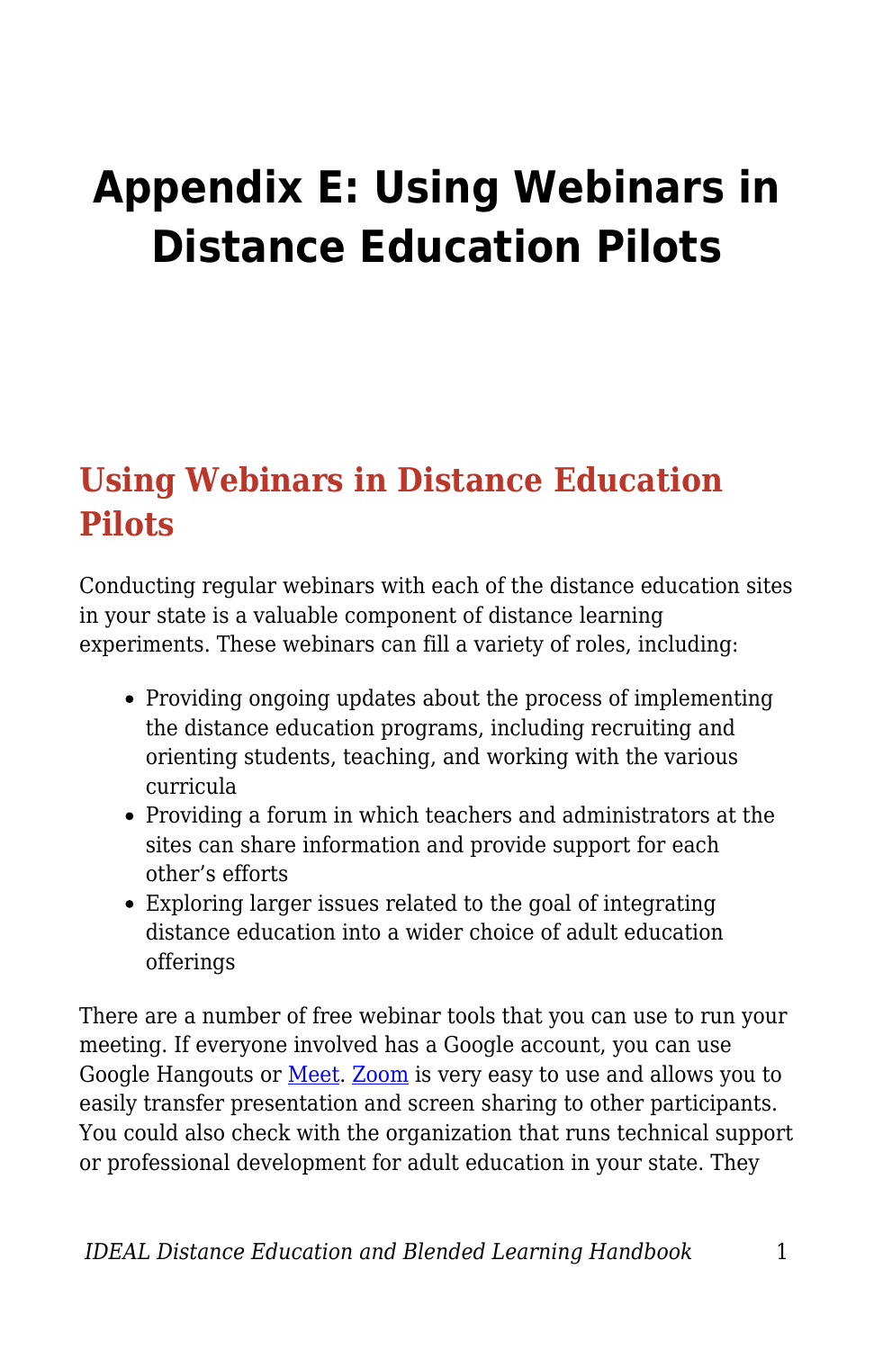# Appendix E: Using Webinars in Distance Education Pilots

## Using Webinars in Distance Education Pilots

Conducting regular webinars with each of the distance education sites in your state is a valuable component of distance learning experiments. These webinars can fill a variety of roles, including:

- Providing ongoing updates about the process of implementing the distance education programs, including recruiting and orienting students, teaching, and working with the various curricula
- Providing a forum in which teachers and administrators at the sites can share information and provide support for each other's efforts
- Exploring larger issues related to the goal of integrating distance education into a wider choice of adult education offerings

There are a number of free webinar tools that you can use to run your meeting. If everyone involved has a Google account, you can use Google Hangouts or Meet. Zoom is very easy to use and allows you to easily transfer presentation and screen sharing to other participants. You could also check with the organization that runs technical support or professional development for adult education in your state. They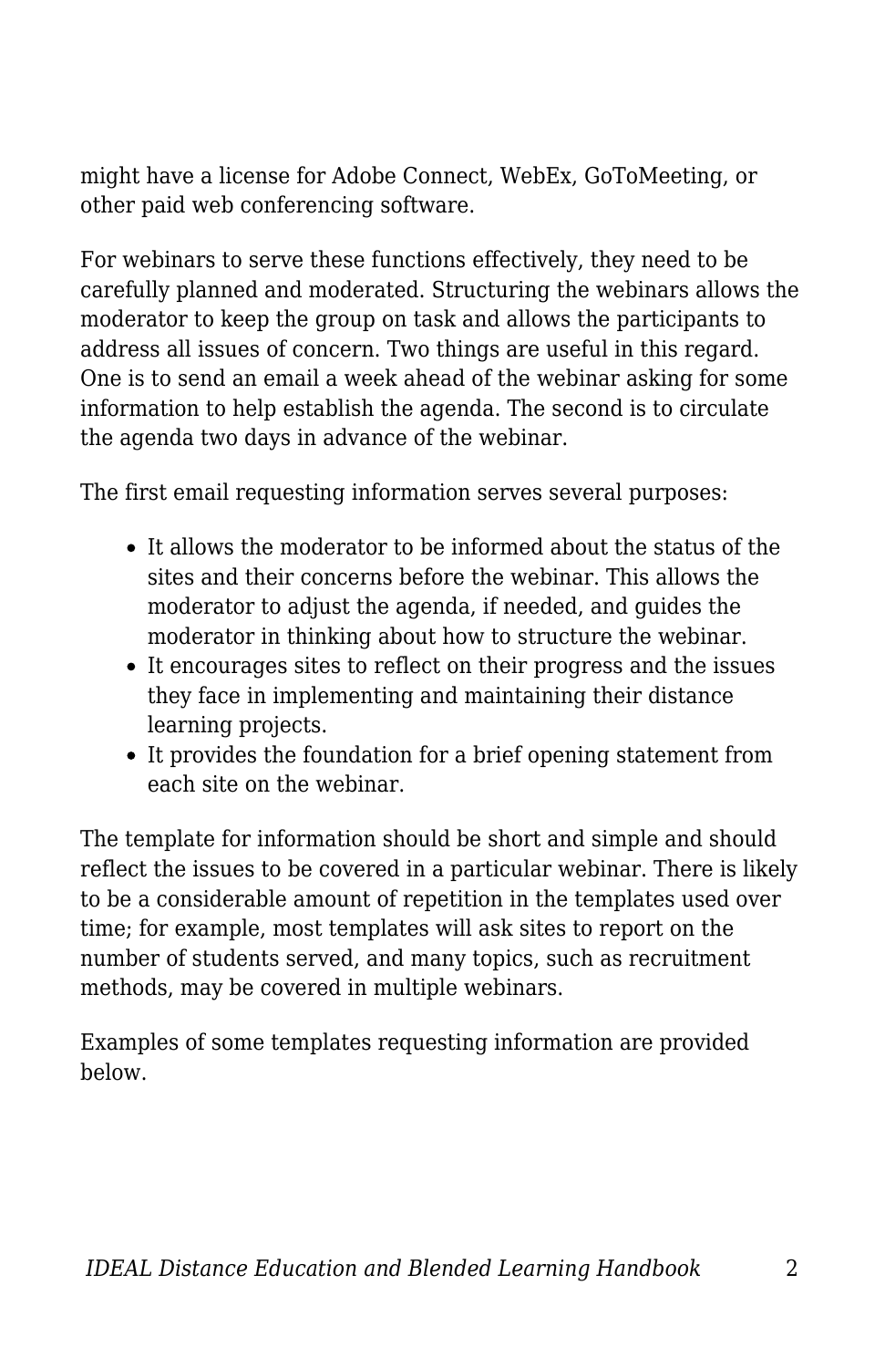might have a license for Adobe Connect, WebEx, GoToMeeting, or other paid web conferencing software.

For webinars to serve these functions effectively, they need to be carefully planned and moderated. Structuring the webinars allows the moderator to keep the group on task and allows the participants to address all issues of concern. Two things are useful in this regard. One is to send an email a week ahead of the webinar asking for some information to help establish the agenda. The second is to circulate the agenda two days in advance of the webinar.

The first email requesting information serves several purposes:

- It allows the moderator to be informed about the status of the sites and their concerns before the webinar. This allows the moderator to adjust the agenda, if needed, and guides the moderator in thinking about how to structure the webinar.
- It encourages sites to reflect on their progress and the issues they face in implementing and maintaining their distance learning projects.
- It provides the foundation for a brief opening statement from each site on the webinar.

The template for information should be short and simple and should reflect the issues to be covered in a particular webinar. There is likely to be a considerable amount of repetition in the templates used over time; for example, most templates will ask sites to report on the number of students served, and many topics, such as recruitment methods, may be covered in multiple webinars.

Examples of some templates requesting information are provided below.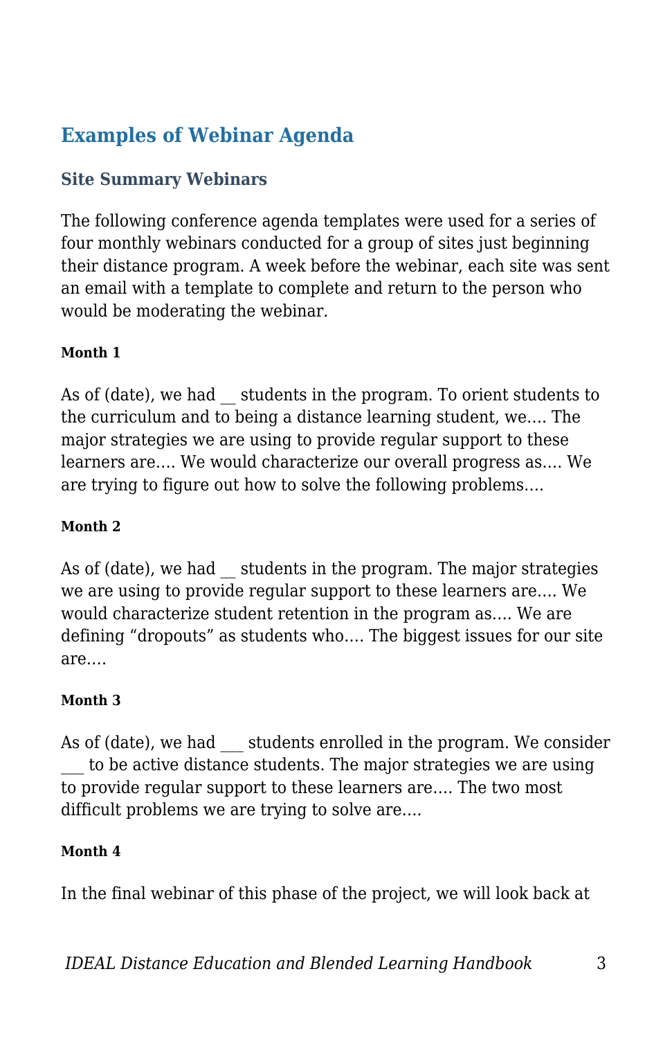## Examples of Webinar Agenda

### Site Summary Webinars

The following conference agenda templates were used for a series of four monthly webinars conducted for a group of sites just beginning their distance program. A week before the webinar, each site was sent an email with a template to complete and return to the person who would be moderating the webinar.

#### Month 1

As of (date), we had __ students in the program. To orient students to the curriculum and to being a distance learning student, we…. The major strategies we are using to provide regular support to these learners are…. We would characterize our overall progress as…. We are trying to figure out how to solve the following problems….

#### Month 2

As of (date), we had __ students in the program. The major strategies we are using to provide regular support to these learners are…. We would characterize student retention in the program as…. We are defining "dropouts" as students who…. The biggest issues for our site are….

#### Month 3

As of (date), we had ___ students enrolled in the program. We consider ___ to be active distance students. The major strategies we are using to provide regular support to these learners are…. The two most difficult problems we are trying to solve are….

#### Month 4

In the final webinar of this phase of the project, we will look back at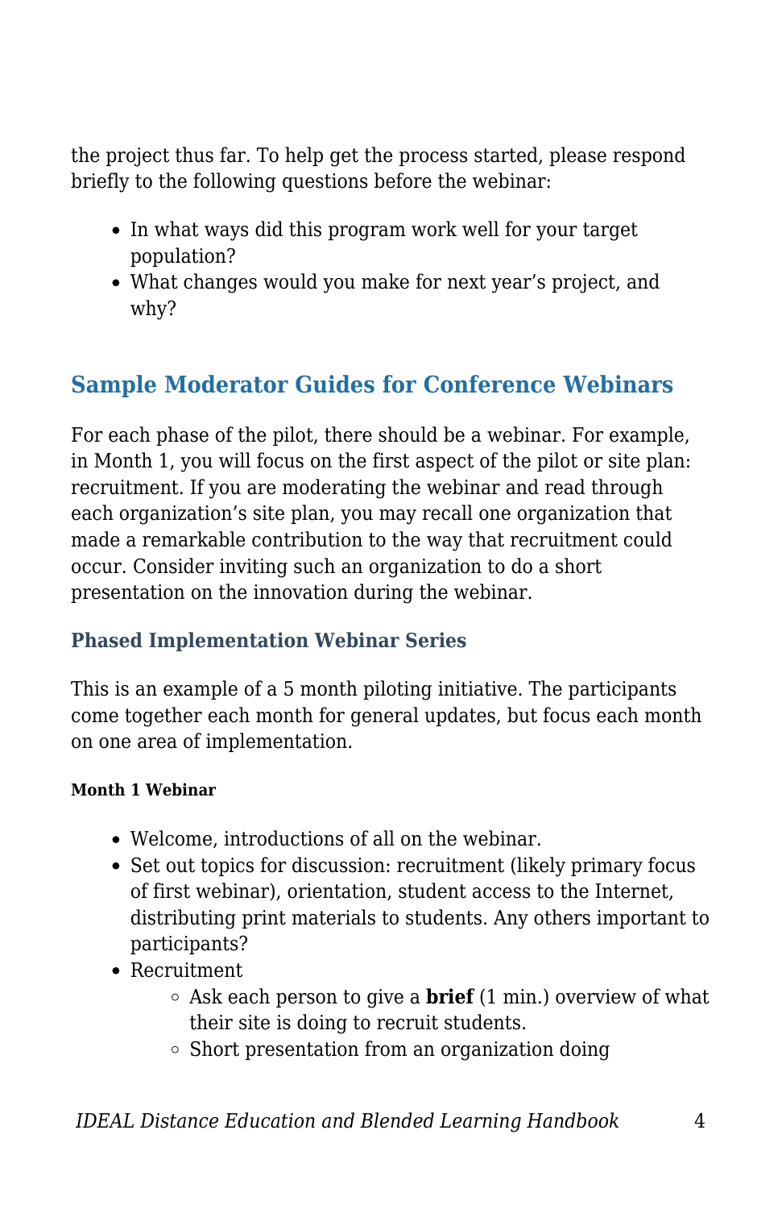the project thus far. To help get the process started, please respond briefly to the following questions before the webinar:

- In what ways did this program work well for your target population?
- What changes would you make for next year's project, and why?

## Sample Moderator Guides for Conference Webinars

For each phase of the pilot, there should be a webinar. For example, in Month 1, you will focus on the first aspect of the pilot or site plan: recruitment. If you are moderating the webinar and read through each organization's site plan, you may recall one organization that made a remarkable contribution to the way that recruitment could occur. Consider inviting such an organization to do a short presentation on the innovation during the webinar.

### Phased Implementation Webinar Series

This is an example of a 5 month piloting initiative. The participants come together each month for general updates, but focus each month on one area of implementation.

#### Month 1 Webinar

- Welcome, introductions of all on the webinar.
- Set out topics for discussion: recruitment (likely primary focus of first webinar), orientation, student access to the Internet, distributing print materials to students. Any others important to participants?
- Recruitment
  - Ask each person to give a **brief** (1 min.) overview of what their site is doing to recruit students.
  - Short presentation from an organization doing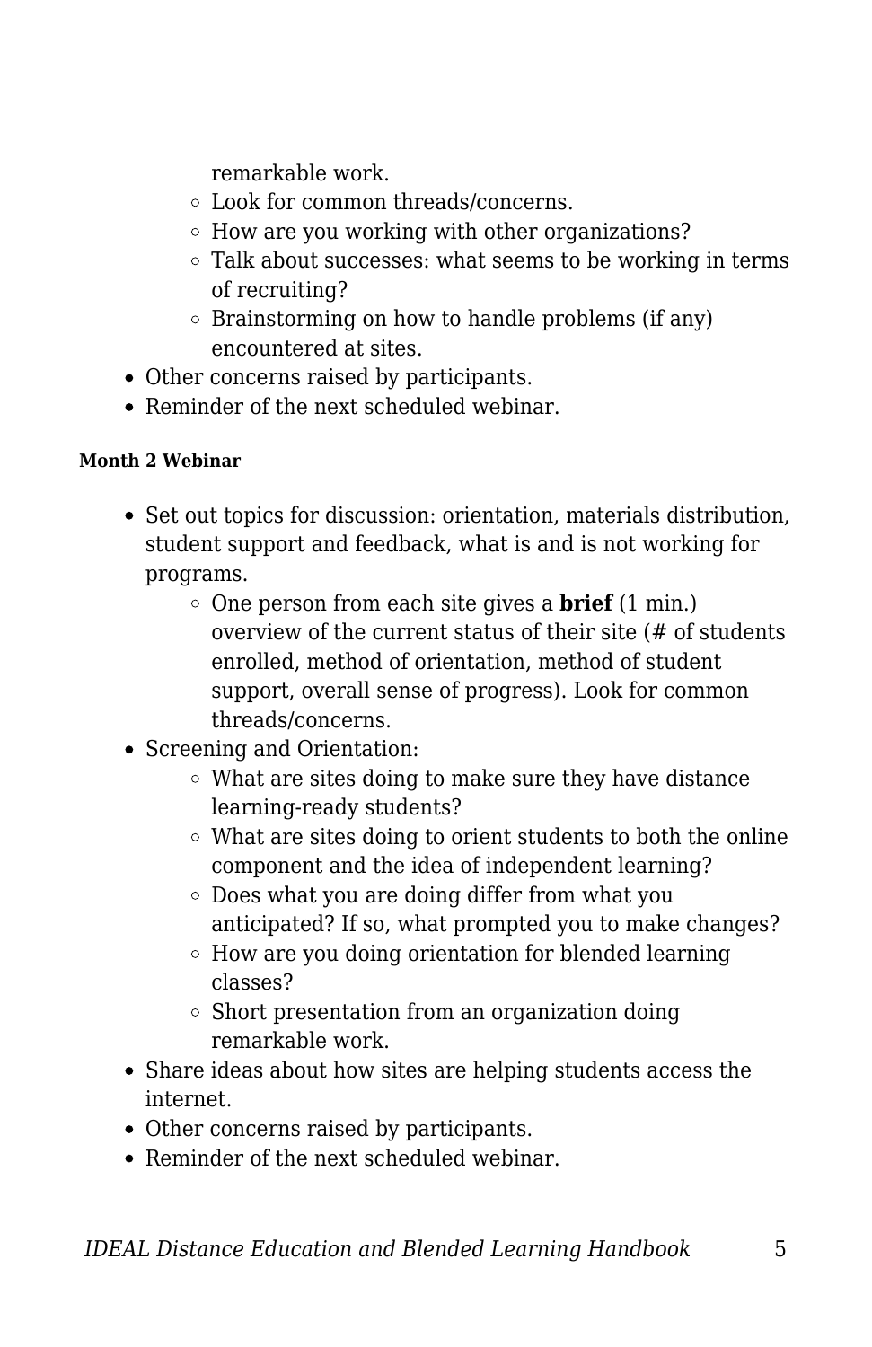remarkable work.
    - Look for common threads/concerns.
    - How are you working with other organizations?
    - Talk about successes: what seems to be working in terms of recruiting?
    - Brainstorming on how to handle problems (if any) encountered at sites.
- Other concerns raised by participants.
- Reminder of the next scheduled webinar.

#### Month 2 Webinar

- Set out topics for discussion: orientation, materials distribution, student support and feedback, what is and is not working for programs.
    - One person from each site gives a **brief** (1 min.) overview of the current status of their site (# of students enrolled, method of orientation, method of student support, overall sense of progress). Look for common threads/concerns.
- Screening and Orientation:
    - What are sites doing to make sure they have distance learning-ready students?
    - What are sites doing to orient students to both the online component and the idea of independent learning?
    - Does what you are doing differ from what you anticipated? If so, what prompted you to make changes?
    - How are you doing orientation for blended learning classes?
    - Short presentation from an organization doing remarkable work.
- Share ideas about how sites are helping students access the internet.
- Other concerns raised by participants.
- Reminder of the next scheduled webinar.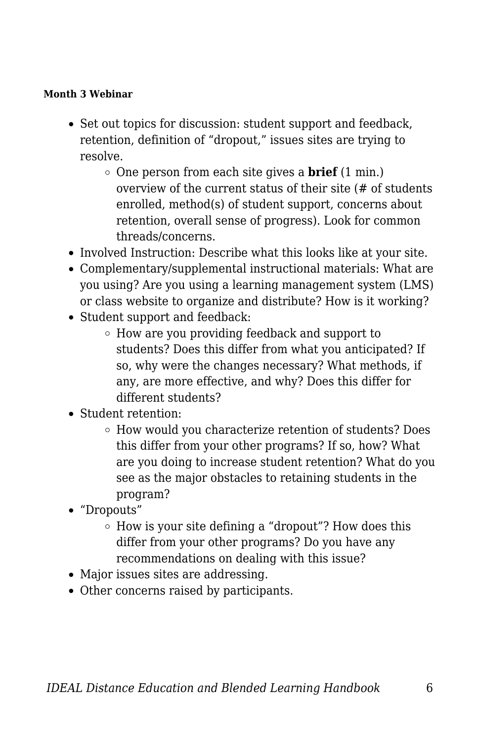#### Month 3 Webinar

- Set out topics for discussion: student support and feedback, retention, definition of “dropout,” issues sites are trying to resolve.
  - One person from each site gives a **brief** (1 min.) overview of the current status of their site (# of students enrolled, method(s) of student support, concerns about retention, overall sense of progress). Look for common threads/concerns.
- Involved Instruction: Describe what this looks like at your site.
- Complementary/supplemental instructional materials: What are you using? Are you using a learning management system (LMS) or class website to organize and distribute? How is it working?
- Student support and feedback:
  - How are you providing feedback and support to students? Does this differ from what you anticipated? If so, why were the changes necessary? What methods, if any, are more effective, and why? Does this differ for different students?
- Student retention:
  - How would you characterize retention of students? Does this differ from your other programs? If so, how? What are you doing to increase student retention? What do you see as the major obstacles to retaining students in the program?
- “Dropouts”
  - How is your site defining a “dropout”? How does this differ from your other programs? Do you have any recommendations on dealing with this issue?
- Major issues sites are addressing.
- Other concerns raised by participants.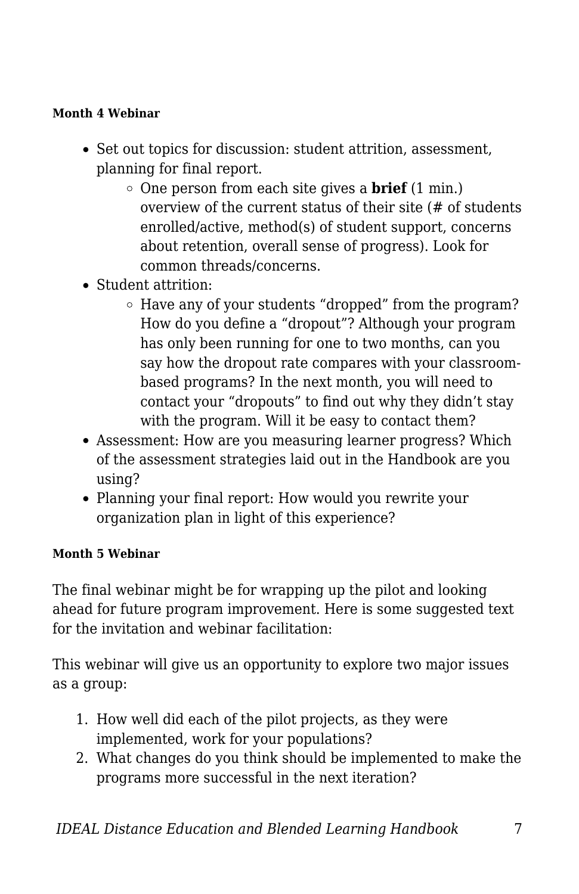#### Month 4 Webinar

- Set out topics for discussion: student attrition, assessment, planning for final report.
  - One person from each site gives a **brief** (1 min.) overview of the current status of their site (# of students enrolled/active, method(s) of student support, concerns about retention, overall sense of progress). Look for common threads/concerns.
- Student attrition:
  - Have any of your students "dropped" from the program? How do you define a "dropout"? Although your program has only been running for one to two months, can you say how the dropout rate compares with your classroom-based programs? In the next month, you will need to contact your "dropouts" to find out why they didn't stay with the program. Will it be easy to contact them?
- Assessment: How are you measuring learner progress? Which of the assessment strategies laid out in the Handbook are you using?
- Planning your final report: How would you rewrite your organization plan in light of this experience?

#### Month 5 Webinar

The final webinar might be for wrapping up the pilot and looking ahead for future program improvement. Here is some suggested text for the invitation and webinar facilitation:

This webinar will give us an opportunity to explore two major issues as a group:

1. How well did each of the pilot projects, as they were implemented, work for your populations?
2. What changes do you think should be implemented to make the programs more successful in the next iteration?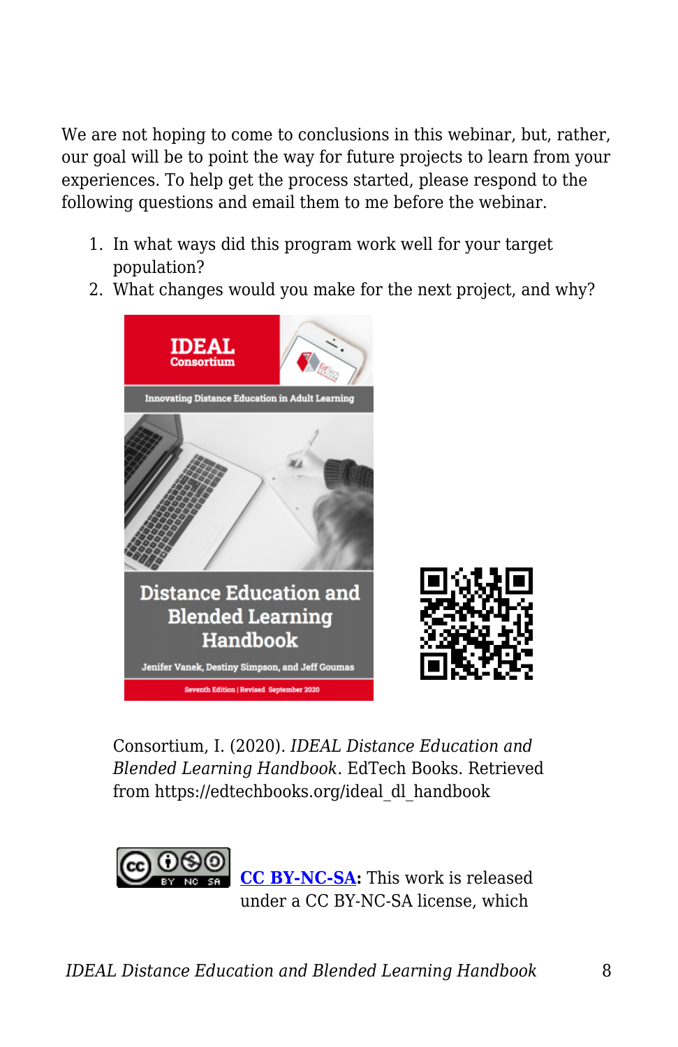We are not hoping to come to conclusions in this webinar, but, rather, our goal will be to point the way for future projects to learn from your experiences. To help get the process started, please respond to the following questions and email them to me before the webinar.

1. In what ways did this program work well for your target population?
2. What changes would you make for the next project, and why?

Consortium, I. (2020). *IDEAL Distance Education and Blended Learning Handbook*. EdTech Books. Retrieved from https://edtechbooks.org/ideal_dl_handbook

**CC BY-NC-SA:** This work is released under a CC BY-NC-SA license, which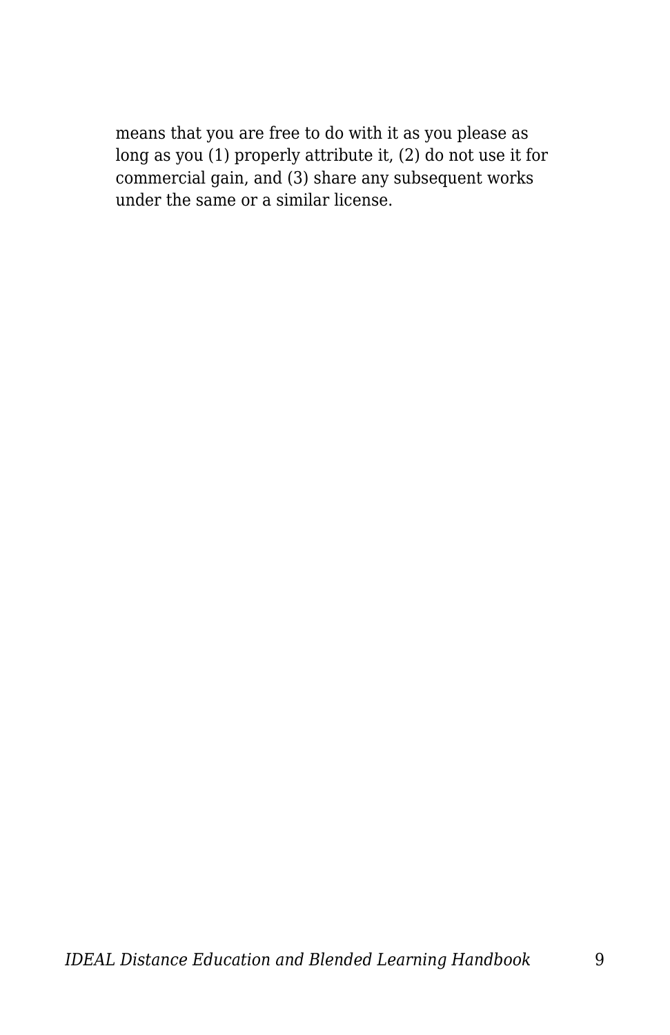means that you are free to do with it as you please as long as you (1) properly attribute it, (2) do not use it for commercial gain, and (3) share any subsequent works under the same or a similar license.